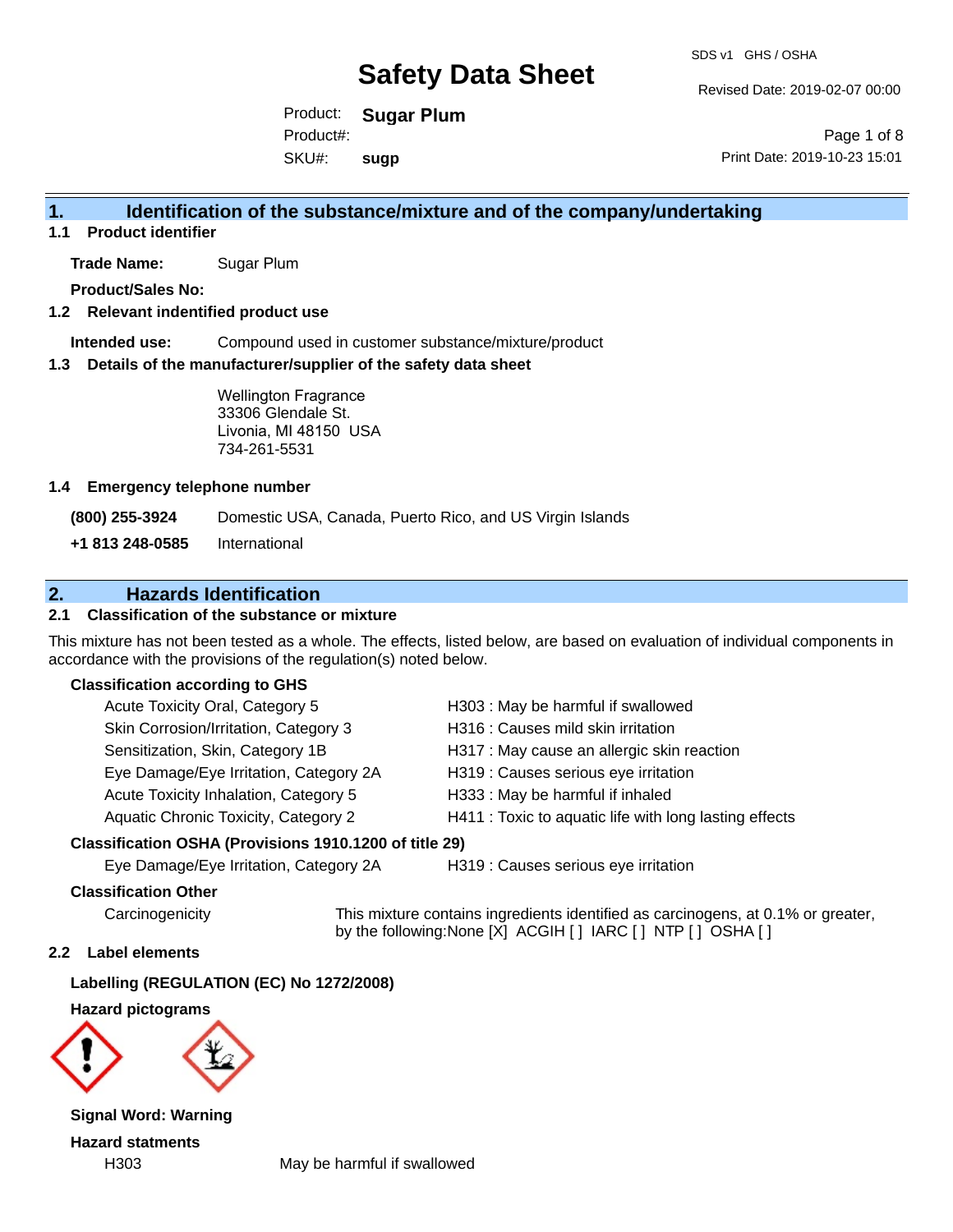# Safety Data Sheet

SDS v1 GHS / OSHA

Revised Date: 2019-02-07 00:00

Product: **Sugar Plum**
Product#:
SKU#: **sugp**

Print Date: 2019-10-23 15:01

## 1. Identification of the substance/mixture and of the company/undertaking

### 1.1 Product identifier

**Trade Name:** Sugar Plum

**Product/Sales No:**

### 1.2 Relevant indentified product use

**Intended use:** Compound used in customer substance/mixture/product

### 1.3 Details of the manufacturer/supplier of the safety data sheet

Wellington Fragrance
33306 Glendale St.
Livonia, MI 48150 USA
734-261-5531

### 1.4 Emergency telephone number

**(800) 255-3924** Domestic USA, Canada, Puerto Rico, and US Virgin Islands

**+1 813 248-0585** International

## 2. Hazards Identification

### 2.1 Classification of the substance or mixture

This mixture has not been tested as a whole. The effects, listed below, are based on evaluation of individual components in accordance with the provisions of the regulation(s) noted below.

**Classification according to GHS**

| | |
|---|---|
| Acute Toxicity Oral, Category 5 | H303 : May be harmful if swallowed |
| Skin Corrosion/Irritation, Category 3 | H316 : Causes mild skin irritation |
| Sensitization, Skin, Category 1B | H317 : May cause an allergic skin reaction |
| Eye Damage/Eye Irritation, Category 2A | H319 : Causes serious eye irritation |
| Acute Toxicity Inhalation, Category 5 | H333 : May be harmful if inhaled |
| Aquatic Chronic Toxicity, Category 2 | H411 : Toxic to aquatic life with long lasting effects |

**Classification OSHA (Provisions 1910.1200 of title 29)**

| | |
|---|---|
| Eye Damage/Eye Irritation, Category 2A | H319 : Causes serious eye irritation |

**Classification Other**

Carcinogenicity — This mixture contains ingredients identified as carcinogens, at 0.1% or greater, by the following:None [X] ACGIH [ ] IARC [ ] NTP [ ] OSHA [ ]

### 2.2 Label elements

**Labelling (REGULATION (EC) No 1272/2008)**

**Hazard pictograms**

**Signal Word: Warning**

**Hazard statments**

H303 May be harmful if swallowed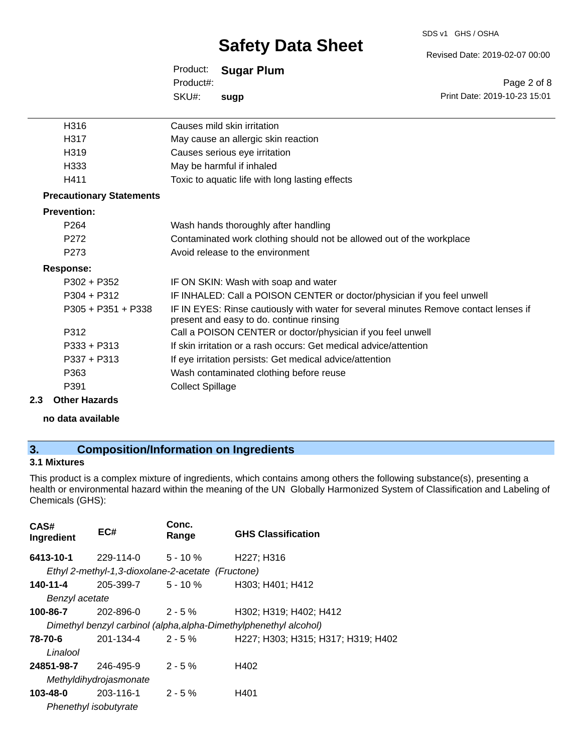| | |
|---|---|
| H316 | Causes mild skin irritation |
| H317 | May cause an allergic skin reaction |
| H319 | Causes serious eye irritation |
| H333 | May be harmful if inhaled |
| H411 | Toxic to aquatic life with long lasting effects |

**Precautionary Statements**

**Prevention:**

| | |
|---|---|
| P264 | Wash hands thoroughly after handling |
| P272 | Contaminated work clothing should not be allowed out of the workplace |
| P273 | Avoid release to the environment |

**Response:**

| | |
|---|---|
| P302 + P352 | IF ON SKIN: Wash with soap and water |
| P304 + P312 | IF INHALED: Call a POISON CENTER or doctor/physician if you feel unwell |
| P305 + P351 + P338 | IF IN EYES: Rinse cautiously with water for several minutes Remove contact lenses if present and easy to do. continue rinsing |
| P312 | Call a POISON CENTER or doctor/physician if you feel unwell |
| P333 + P313 | If skin irritation or a rash occurs: Get medical advice/attention |
| P337 + P313 | If eye irritation persists: Get medical advice/attention |
| P363 | Wash contaminated clothing before reuse |
| P391 | Collect Spillage |

### 2.3 Other Hazards

**no data available**

## 3. Composition/Information on Ingredients

### 3.1 Mixtures

This product is a complex mixture of ingredients, which contains among others the following substance(s), presenting a health or environmental hazard within the meaning of the UN Globally Harmonized System of Classification and Labeling of Chemicals (GHS):

| CAS# Ingredient | EC# | Conc. Range | GHS Classification |
|---|---|---|---|
| **6413-10-1** | 229-114-0 | 5 - 10 % | H227; H316 |
| *Ethyl 2-methyl-1,3-dioxolane-2-acetate (Fructone)* | | | |
| **140-11-4** | 205-399-7 | 5 - 10 % | H303; H401; H412 |
| *Benzyl acetate* | | | |
| **100-86-7** | 202-896-0 | 2 - 5 % | H302; H319; H402; H412 |
| *Dimethyl benzyl carbinol (alpha,alpha-Dimethylphenethyl alcohol)* | | | |
| **78-70-6** | 201-134-4 | 2 - 5 % | H227; H303; H315; H317; H319; H402 |
| *Linalool* | | | |
| **24851-98-7** | 246-495-9 | 2 - 5 % | H402 |
| *Methyldihydrojasmonate* | | | |
| **103-48-0** | 203-116-1 | 2 - 5 % | H401 |
| *Phenethyl isobutyrate* | | | |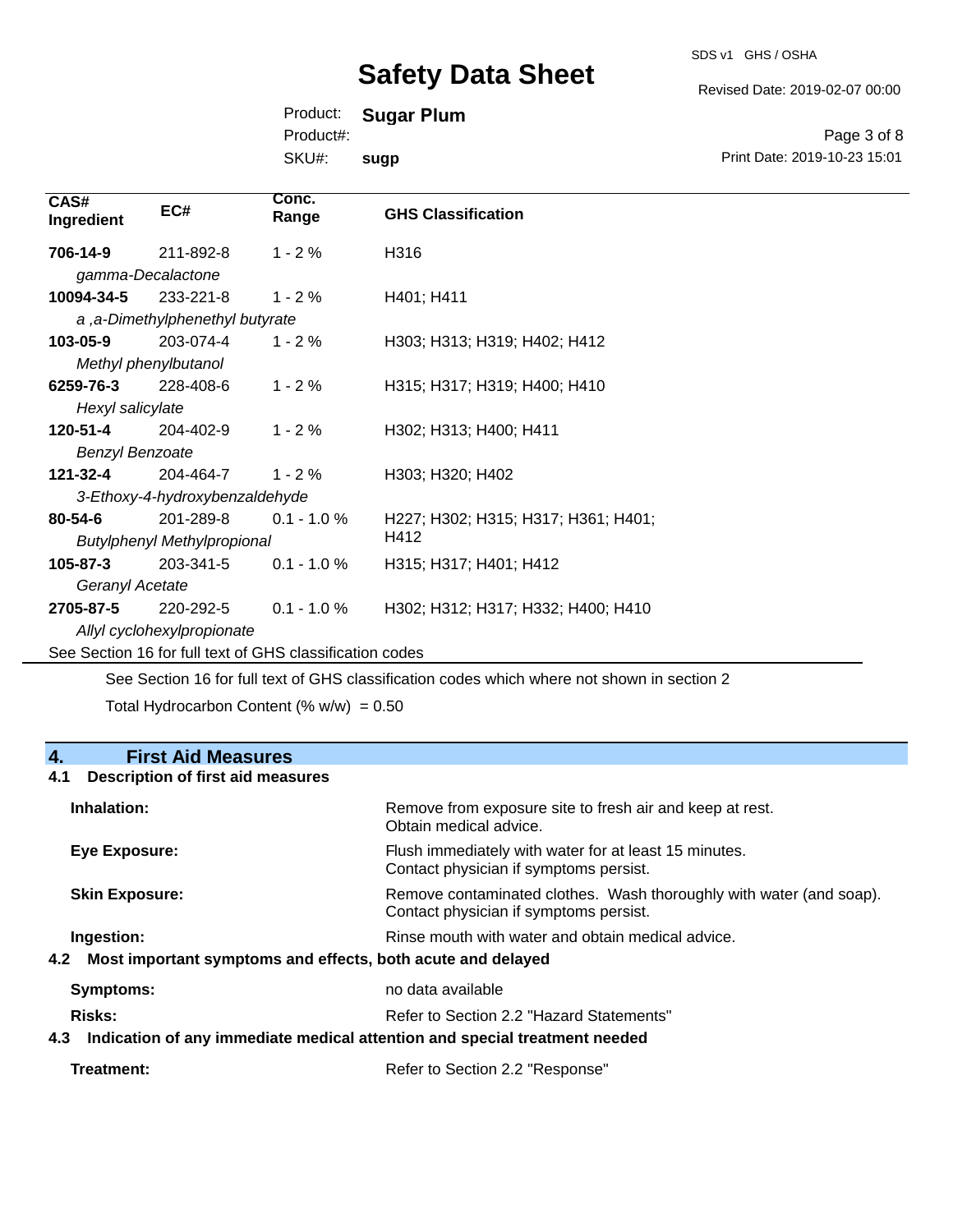| CAS# Ingredient | EC# | Conc. Range | GHS Classification |
|---|---|---|---|
| **706-14-9** | 211-892-8 | 1 - 2 % | H316 |
| *gamma-Decalactone* | | | |
| **10094-34-5** | 233-221-8 | 1 - 2 % | H401; H411 |
| *a ,a-Dimethylphenethyl butyrate* | | | |
| **103-05-9** | 203-074-4 | 1 - 2 % | H303; H313; H319; H402; H412 |
| *Methyl phenylbutanol* | | | |
| **6259-76-3** | 228-408-6 | 1 - 2 % | H315; H317; H319; H400; H410 |
| *Hexyl salicylate* | | | |
| **120-51-4** | 204-402-9 | 1 - 2 % | H302; H313; H400; H411 |
| *Benzyl Benzoate* | | | |
| **121-32-4** | 204-464-7 | 1 - 2 % | H303; H320; H402 |
| *3-Ethoxy-4-hydroxybenzaldehyde* | | | |
| **80-54-6** | 201-289-8 | 0.1 - 1.0 % | H227; H302; H315; H317; H361; H401; H412 |
| *Butylphenyl Methylpropional* | | | |
| **105-87-3** | 203-341-5 | 0.1 - 1.0 % | H315; H317; H401; H412 |
| *Geranyl Acetate* | | | |
| **2705-87-5** | 220-292-5 | 0.1 - 1.0 % | H302; H312; H317; H332; H400; H410 |
| *Allyl cyclohexylpropionate* | | | |

See Section 16 for full text of GHS classification codes

See Section 16 for full text of GHS classification codes which where not shown in section 2

Total Hydrocarbon Content (% w/w) = 0.50

## 4. First Aid Measures

### 4.1 Description of first aid measures

**Inhalation:** Remove from exposure site to fresh air and keep at rest. Obtain medical advice.

**Eye Exposure:** Flush immediately with water for at least 15 minutes. Contact physician if symptoms persist.

**Skin Exposure:** Remove contaminated clothes. Wash thoroughly with water (and soap). Contact physician if symptoms persist.

**Ingestion:** Rinse mouth with water and obtain medical advice.

### 4.2 Most important symptoms and effects, both acute and delayed

**Symptoms:** no data available

**Risks:** Refer to Section 2.2 "Hazard Statements"

### 4.3 Indication of any immediate medical attention and special treatment needed

**Treatment:** Refer to Section 2.2 "Response"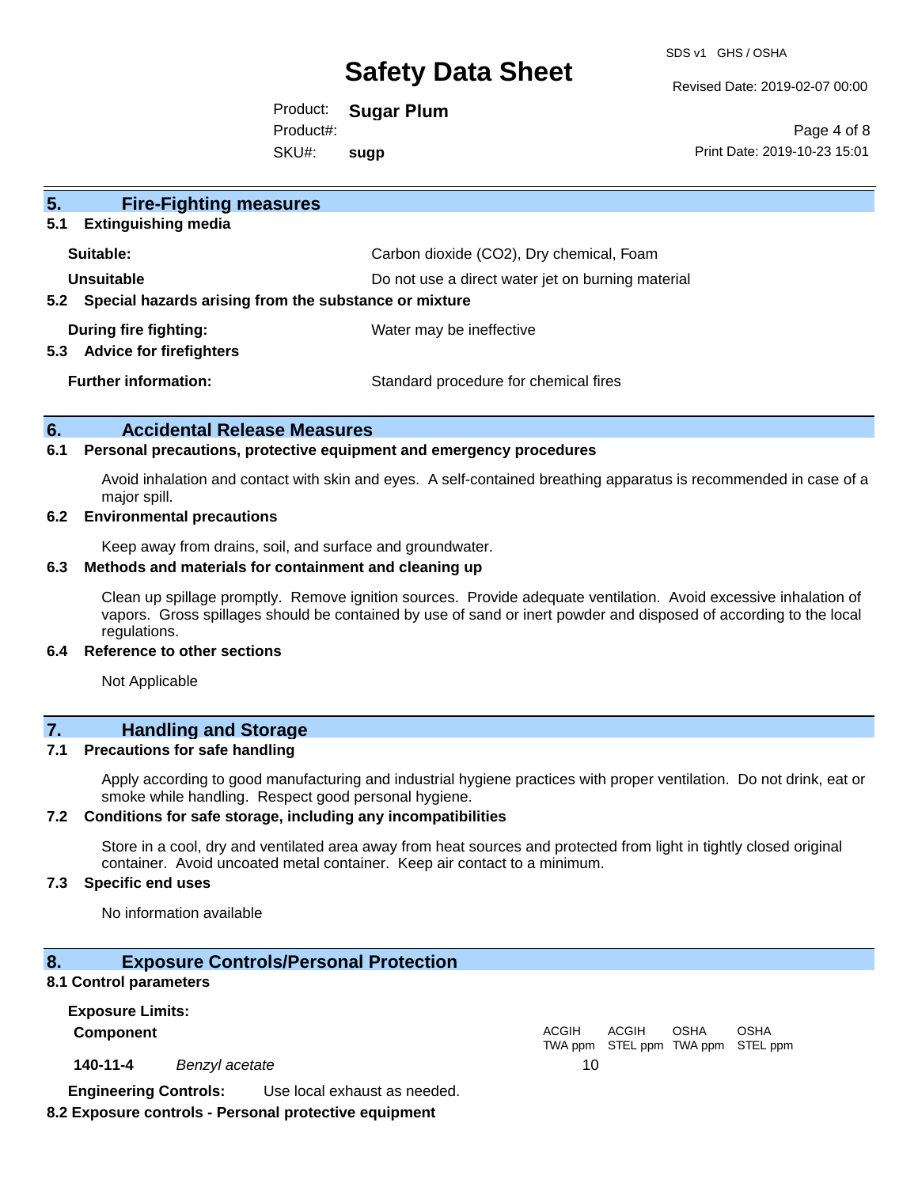## 5. Fire-Fighting measures

### 5.1 Extinguishing media

| | |
|---|---|
| **Suitable:** | Carbon dioxide ($CO_2$), Dry chemical, Foam |
| **Unsuitable** | Do not use a direct water jet on burning material |

### 5.2 Special hazards arising from the substance or mixture

| | |
|---|---|
| **During fire fighting:** | Water may be ineffective |

### 5.3 Advice for firefighters

| | |
|---|---|
| **Further information:** | Standard procedure for chemical fires |

## 6. Accidental Release Measures

### 6.1 Personal precautions, protective equipment and emergency procedures

Avoid inhalation and contact with skin and eyes. A self-contained breathing apparatus is recommended in case of a major spill.

### 6.2 Environmental precautions

Keep away from drains, soil, and surface and groundwater.

### 6.3 Methods and materials for containment and cleaning up

Clean up spillage promptly. Remove ignition sources. Provide adequate ventilation. Avoid excessive inhalation of vapors. Gross spillages should be contained by use of sand or inert powder and disposed of according to the local regulations.

### 6.4 Reference to other sections

Not Applicable

## 7. Handling and Storage

### 7.1 Precautions for safe handling

Apply according to good manufacturing and industrial hygiene practices with proper ventilation. Do not drink, eat or smoke while handling. Respect good personal hygiene.

### 7.2 Conditions for safe storage, including any incompatibilities

Store in a cool, dry and ventilated area away from heat sources and protected from light in tightly closed original container. Avoid uncoated metal container. Keep air contact to a minimum.

### 7.3 Specific end uses

No information available

## 8. Exposure Controls/Personal Protection

### 8.1 Control parameters

**Exposure Limits:**

| Component | | ACGIH TWA ppm | ACGIH STEL ppm | OSHA TWA ppm | OSHA STEL ppm |
|---|---|---|---|---|---|
| 140-11-4 | *Benzyl acetate* | 10 | | | |

**Engineering Controls:** Use local exhaust as needed.

### 8.2 Exposure controls - Personal protective equipment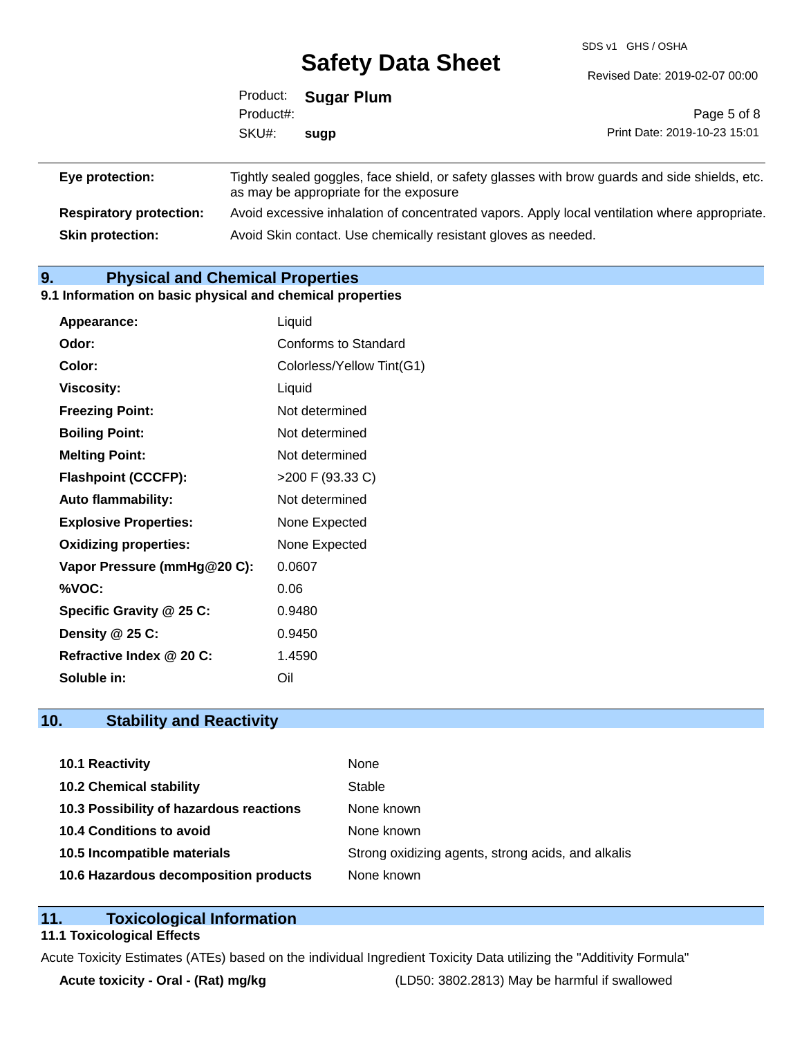| | |
|---|---|
| **Eye protection:** | Tightly sealed goggles, face shield, or safety glasses with brow guards and side shields, etc. as may be appropriate for the exposure |
| **Respiratory protection:** | Avoid excessive inhalation of concentrated vapors. Apply local ventilation where appropriate. |
| **Skin protection:** | Avoid Skin contact. Use chemically resistant gloves as needed. |

## 9. Physical and Chemical Properties

### 9.1 Information on basic physical and chemical properties

| | |
|---|---|
| **Appearance:** | Liquid |
| **Odor:** | Conforms to Standard |
| **Color:** | Colorless/Yellow Tint(G1) |
| **Viscosity:** | Liquid |
| **Freezing Point:** | Not determined |
| **Boiling Point:** | Not determined |
| **Melting Point:** | Not determined |
| **Flashpoint (CCCFP):** | >200 F (93.33 C) |
| **Auto flammability:** | Not determined |
| **Explosive Properties:** | None Expected |
| **Oxidizing properties:** | None Expected |
| **Vapor Pressure (mmHg@20 C):** | 0.0607 |
| **%VOC:** | 0.06 |
| **Specific Gravity @ 25 C:** | 0.9480 |
| **Density @ 25 C:** | 0.9450 |
| **Refractive Index @ 20 C:** | 1.4590 |
| **Soluble in:** | Oil |

## 10. Stability and Reactivity

| | |
|---|---|
| **10.1 Reactivity** | None |
| **10.2 Chemical stability** | Stable |
| **10.3 Possibility of hazardous reactions** | None known |
| **10.4 Conditions to avoid** | None known |
| **10.5 Incompatible materials** | Strong oxidizing agents, strong acids, and alkalis |
| **10.6 Hazardous decomposition products** | None known |

## 11. Toxicological Information

### 11.1 Toxicological Effects

Acute Toxicity Estimates (ATEs) based on the individual Ingredient Toxicity Data utilizing the "Additivity Formula"

| | |
|---|---|
| **Acute toxicity - Oral - (Rat) mg/kg** | (LD50: 3802.2813) May be harmful if swallowed |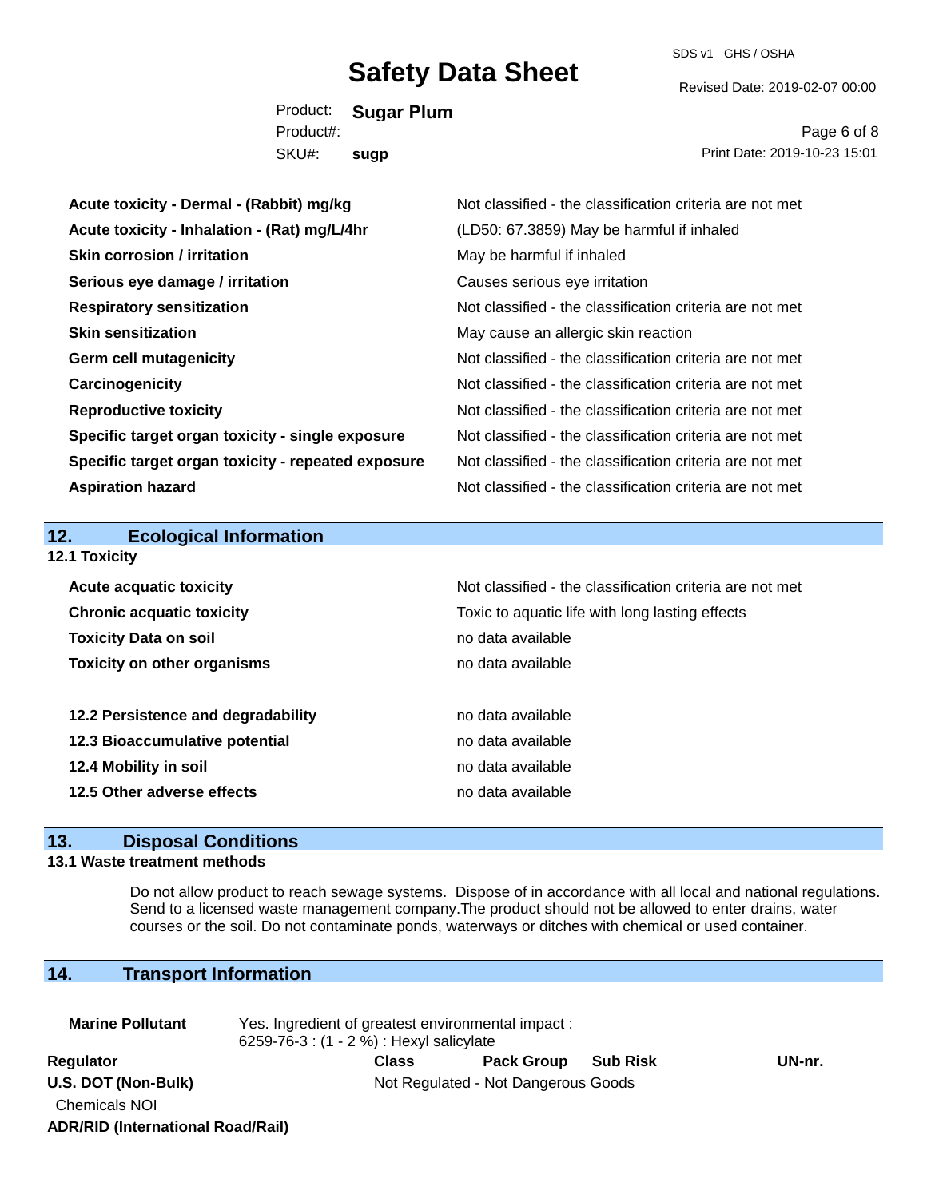| | |
|---|---|
| **Acute toxicity - Dermal - (Rabbit) mg/kg** | Not classified - the classification criteria are not met |
| **Acute toxicity - Inhalation - (Rat) mg/L/4hr** | (LD50: 67.3859) May be harmful if inhaled |
| **Skin corrosion / irritation** | May be harmful if inhaled |
| **Serious eye damage / irritation** | Causes serious eye irritation |
| **Respiratory sensitization** | Not classified - the classification criteria are not met |
| **Skin sensitization** | May cause an allergic skin reaction |
| **Germ cell mutagenicity** | Not classified - the classification criteria are not met |
| **Carcinogenicity** | Not classified - the classification criteria are not met |
| **Reproductive toxicity** | Not classified - the classification criteria are not met |
| **Specific target organ toxicity - single exposure** | Not classified - the classification criteria are not met |
| **Specific target organ toxicity - repeated exposure** | Not classified - the classification criteria are not met |
| **Aspiration hazard** | Not classified - the classification criteria are not met |

## 12. Ecological Information

**12.1 Toxicity**

| | |
|---|---|
| **Acute acquatic toxicity** | Not classified - the classification criteria are not met |
| **Chronic acquatic toxicity** | Toxic to aquatic life with long lasting effects |
| **Toxicity Data on soil** | no data available |
| **Toxicity on other organisms** | no data available |

| | |
|---|---|
| **12.2 Persistence and degradability** | no data available |
| **12.3 Bioaccumulative potential** | no data available |
| **12.4 Mobility in soil** | no data available |
| **12.5 Other adverse effects** | no data available |

## 13. Disposal Conditions

**13.1 Waste treatment methods**

Do not allow product to reach sewage systems. Dispose of in accordance with all local and national regulations. Send to a licensed waste management company.The product should not be allowed to enter drains, water courses or the soil. Do not contaminate ponds, waterways or ditches with chemical or used container.

## 14. Transport Information

**Marine Pollutant** Yes. Ingredient of greatest environmental impact :
6259-76-3 : (1 - 2 %) : Hexyl salicylate

| Regulator | Class | Pack Group | Sub Risk | UN-nr. |
|---|---|---|---|---|
| **U.S. DOT (Non-Bulk)** | Not Regulated - Not Dangerous Goods | | | |
| Chemicals NOI | | | | |
| **ADR/RID (International Road/Rail)** | | | | |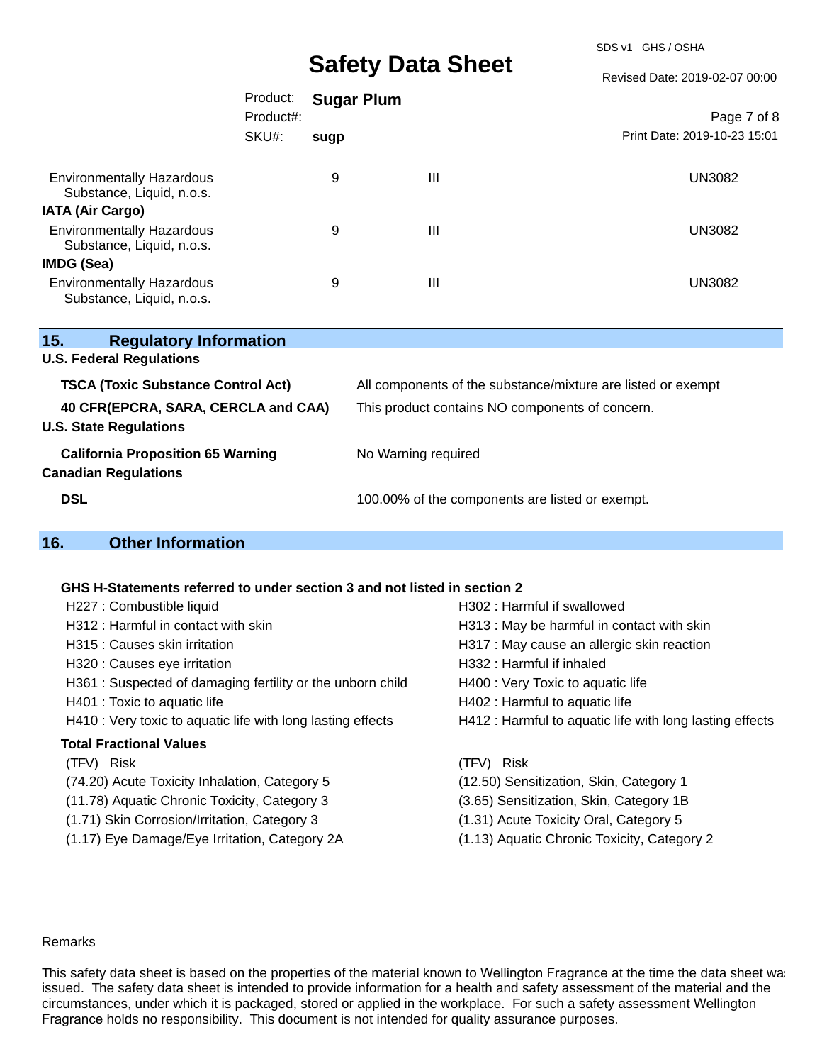| | | | |
|---|---|---|---|
| Environmentally Hazardous Substance, Liquid, n.o.s. | 9 | III | UN3082 |
| **IATA (Air Cargo)** | | | |
| Environmentally Hazardous Substance, Liquid, n.o.s. | 9 | III | UN3082 |
| **IMDG (Sea)** | | | |
| Environmentally Hazardous Substance, Liquid, n.o.s. | 9 | III | UN3082 |

## 15. Regulatory Information

**U.S. Federal Regulations**

| | |
|---|---|
| **TSCA (Toxic Substance Control Act)** | All components of the substance/mixture are listed or exempt |
| **40 CFR(EPCRA, SARA, CERCLA and CAA)** | This product contains NO components of concern. |

**U.S. State Regulations**

| | |
|---|---|
| **California Proposition 65 Warning** | No Warning required |

**Canadian Regulations**

| | |
|---|---|
| **DSL** | 100.00% of the components are listed or exempt. |

## 16. Other Information

**GHS H-Statements referred to under section 3 and not listed in section 2**

H227 : Combustible liquid
H302 : Harmful if swallowed
H312 : Harmful in contact with skin
H313 : May be harmful in contact with skin
H315 : Causes skin irritation
H317 : May cause an allergic skin reaction
H320 : Causes eye irritation
H332 : Harmful if inhaled
H361 : Suspected of damaging fertility or the unborn child
H400 : Very Toxic to aquatic life
H401 : Toxic to aquatic life
H402 : Harmful to aquatic life
H410 : Very toxic to aquatic life with long lasting effects
H412 : Harmful to aquatic life with long lasting effects

**Total Fractional Values**

| (TFV) Risk | (TFV) Risk |
|---|---|
| (74.20) Acute Toxicity Inhalation, Category 5 | (12.50) Sensitization, Skin, Category 1 |
| (11.78) Aquatic Chronic Toxicity, Category 3 | (3.65) Sensitization, Skin, Category 1B |
| (1.71) Skin Corrosion/Irritation, Category 3 | (1.31) Acute Toxicity Oral, Category 5 |
| (1.17) Eye Damage/Eye Irritation, Category 2A | (1.13) Aquatic Chronic Toxicity, Category 2 |

Remarks

This safety data sheet is based on the properties of the material known to Wellington Fragrance at the time the data sheet was issued. The safety data sheet is intended to provide information for a health and safety assessment of the material and the circumstances, under which it is packaged, stored or applied in the workplace. For such a safety assessment Wellington Fragrance holds no responsibility. This document is not intended for quality assurance purposes.